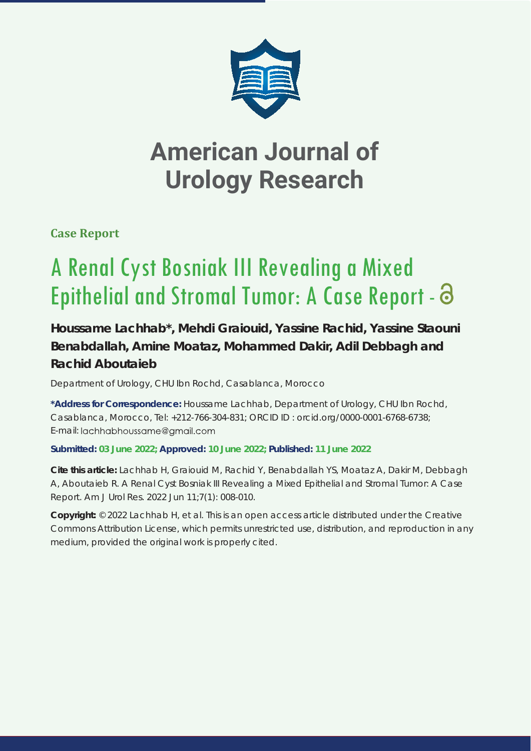# American Journal of Urology Research

**Case Report**

## A Renal Cyst Bosniak III Revealing a Mixed Epithelial and Stromal Tumor: A Case Report -

**Houssame Lachhab*, Mehdi Graiouid, Yassine Rachid, Yassine Staouni Benabdallah, Amine Moataz, Mohammed Dakir, Adil Debbagh and Rachid Aboutaieb**

Department of Urology, CHU Ibn Rochd, Casablanca, Morocco

**\*Address for Correspondence:** Houssame Lachhab, Department of Urology, CHU Ibn Rochd, Casablanca, Morocco, Tel: +212-766-304-831; ORCID ID : orcid.org/0000-0001-6768-6738; E-mail: lachhabhoussame@gmail.com

**Submitted: 03 June 2022; Approved: 10 June 2022; Published: 11 June 2022**

**Cite this article:** Lachhab H, Graiouid M, Rachid Y, Benabdallah YS, Moataz A, Dakir M, Debbagh A, Aboutaieb R. A Renal Cyst Bosniak III Revealing a Mixed Epithelial and Stromal Tumor: A Case Report. Am J Urol Res. 2022 Jun 11;7(1): 008-010.

**Copyright:** © 2022 Lachhab H, et al. This is an open access article distributed under the Creative Commons Attribution License, which permits unrestricted use, distribution, and reproduction in any medium, provided the original work is properly cited.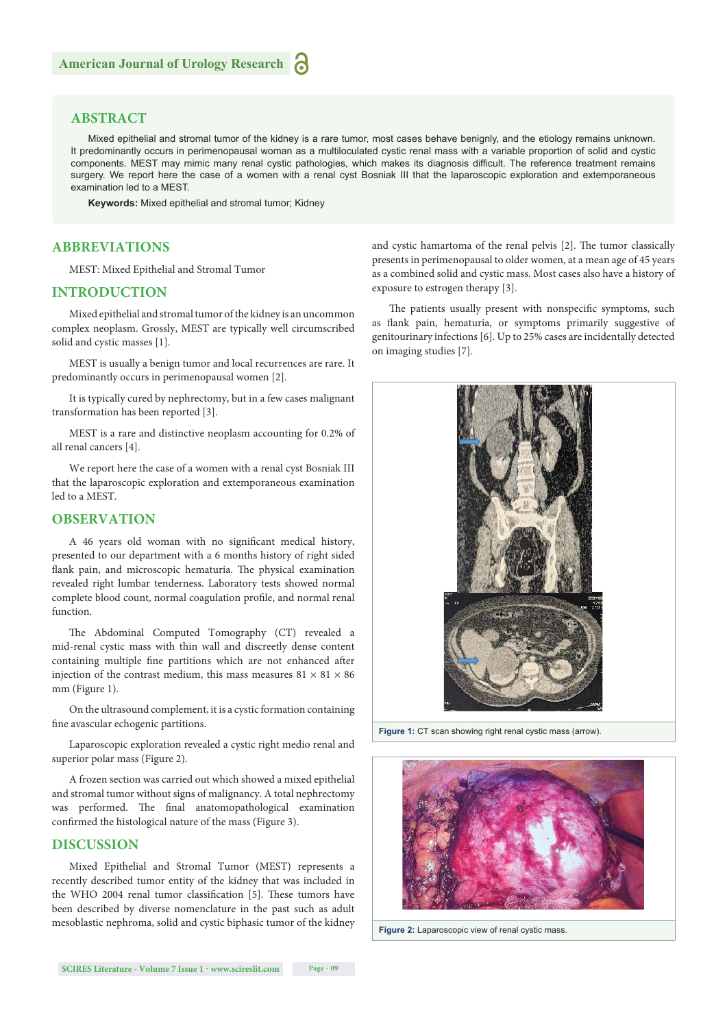## ABSTRACT

Mixed epithelial and stromal tumor of the kidney is a rare tumor, most cases behave benignly, and the etiology remains unknown. It predominantly occurs in perimenopausal woman as a multiloculated cystic renal mass with a variable proportion of solid and cystic components. MEST may mimic many renal cystic pathologies, which makes its diagnosis difficult. The reference treatment remains surgery. We report here the case of a women with a renal cyst Bosniak III that the laparoscopic exploration and extemporaneous examination led to a MEST.

**Keywords:** Mixed epithelial and stromal tumor; Kidney

## ABBREVIATIONS

MEST: Mixed Epithelial and Stromal Tumor

## INTRODUCTION

Mixed epithelial and stromal tumor of the kidney is an uncommon complex neoplasm. Grossly, MEST are typically well circumscribed solid and cystic masses [1].

MEST is usually a benign tumor and local recurrences are rare. It predominantly occurs in perimenopausal women [2].

It is typically cured by nephrectomy, but in a few cases malignant transformation has been reported [3].

MEST is a rare and distinctive neoplasm accounting for 0.2% of all renal cancers [4].

We report here the case of a women with a renal cyst Bosniak III that the laparoscopic exploration and extemporaneous examination led to a MEST.

## OBSERVATION

A 46 years old woman with no significant medical history, presented to our department with a 6 months history of right sided flank pain, and microscopic hematuria. The physical examination revealed right lumbar tenderness. Laboratory tests showed normal complete blood count, normal coagulation profile, and normal renal function.

The Abdominal Computed Tomography (CT) revealed a mid-renal cystic mass with thin wall and discreetly dense content containing multiple fine partitions which are not enhanced after injection of the contrast medium, this mass measures 81 × 81 × 86 mm (Figure 1).

On the ultrasound complement, it is a cystic formation containing fine avascular echogenic partitions.

Laparoscopic exploration revealed a cystic right medio renal and superior polar mass (Figure 2).

A frozen section was carried out which showed a mixed epithelial and stromal tumor without signs of malignancy. A total nephrectomy was performed. The final anatomopathological examination confirmed the histological nature of the mass (Figure 3).

## DISCUSSION

Mixed Epithelial and Stromal Tumor (MEST) represents a recently described tumor entity of the kidney that was included in the WHO 2004 renal tumor classification [5]. These tumors have been described by diverse nomenclature in the past such as adult mesoblastic nephroma, solid and cystic biphasic tumor of the kidney and cystic hamartoma of the renal pelvis [2]. The tumor classically presents in perimenopausal to older women, at a mean age of 45 years as a combined solid and cystic mass. Most cases also have a history of exposure to estrogen therapy [3].

The patients usually present with nonspecific symptoms, such as flank pain, hematuria, or symptoms primarily suggestive of genitourinary infections [6]. Up to 25% cases are incidentally detected on imaging studies [7].

**Figure 1:** CT scan showing right renal cystic mass (arrow).

**Figure 2:** Laparoscopic view of renal cystic mass.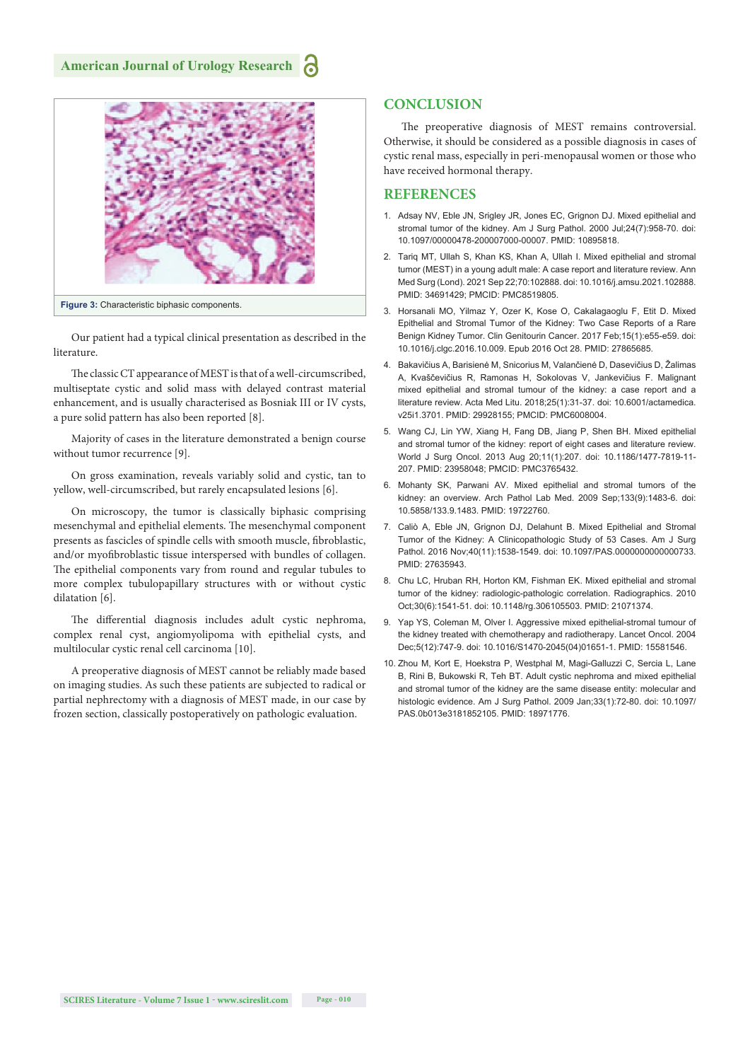Figure 3: Characteristic biphasic components.

Our patient had a typical clinical presentation as described in the literature.

The classic CT appearance of MEST is that of a well-circumscribed, multiseptate cystic and solid mass with delayed contrast material enhancement, and is usually characterised as Bosniak III or IV cysts, a pure solid pattern has also been reported [8].

Majority of cases in the literature demonstrated a benign course without tumor recurrence [9].

On gross examination, reveals variably solid and cystic, tan to yellow, well-circumscribed, but rarely encapsulated lesions [6].

On microscopy, the tumor is classically biphasic comprising mesenchymal and epithelial elements. The mesenchymal component presents as fascicles of spindle cells with smooth muscle, fibroblastic, and/or myofibroblastic tissue interspersed with bundles of collagen. The epithelial components vary from round and regular tubules to more complex tubulopapillary structures with or without cystic dilatation [6].

The differential diagnosis includes adult cystic nephroma, complex renal cyst, angiomyolipoma with epithelial cysts, and multilocular cystic renal cell carcinoma [10].

A preoperative diagnosis of MEST cannot be reliably made based on imaging studies. As such these patients are subjected to radical or partial nephrectomy with a diagnosis of MEST made, in our case by frozen section, classically postoperatively on pathologic evaluation.

## CONCLUSION

The preoperative diagnosis of MEST remains controversial. Otherwise, it should be considered as a possible diagnosis in cases of cystic renal mass, especially in peri-menopausal women or those who have received hormonal therapy.

## REFERENCES

1. Adsay NV, Eble JN, Srigley JR, Jones EC, Grignon DJ. Mixed epithelial and stromal tumor of the kidney. Am J Surg Pathol. 2000 Jul;24(7):958-70. doi: 10.1097/00000478-200007000-00007. PMID: 10895818.
2. Tariq MT, Ullah S, Khan KS, Khan A, Ullah I. Mixed epithelial and stromal tumor (MEST) in a young adult male: A case report and literature review. Ann Med Surg (Lond). 2021 Sep 22;70:102888. doi: 10.1016/j.amsu.2021.102888. PMID: 34691429; PMCID: PMC8519805.
3. Horsanali MO, Yilmaz Y, Ozer K, Kose O, Cakalagaoglu F, Etit D. Mixed Epithelial and Stromal Tumor of the Kidney: Two Case Reports of a Rare Benign Kidney Tumor. Clin Genitourin Cancer. 2017 Feb;15(1):e55-e59. doi: 10.1016/j.clgc.2016.10.009. Epub 2016 Oct 28. PMID: 27865685.
4. Bakavičius A, Barisienė M, Snicorius M, Valančienė D, Dasevičius D, Žalimas A, Kvaščevičius R, Ramonas H, Sokolovas V, Jankevičius F. Malignant mixed epithelial and stromal tumour of the kidney: a case report and a literature review. Acta Med Litu. 2018;25(1):31-37. doi: 10.6001/actamedica.v25i1.3701. PMID: 29928155; PMCID: PMC6008004.
5. Wang CJ, Lin YW, Xiang H, Fang DB, Jiang P, Shen BH. Mixed epithelial and stromal tumor of the kidney: report of eight cases and literature review. World J Surg Oncol. 2013 Aug 20;11(1):207. doi: 10.1186/1477-7819-11-207. PMID: 23958048; PMCID: PMC3765432.
6. Mohanty SK, Parwani AV. Mixed epithelial and stromal tumors of the kidney: an overview. Arch Pathol Lab Med. 2009 Sep;133(9):1483-6. doi: 10.5858/133.9.1483. PMID: 19722760.
7. Caliò A, Eble JN, Grignon DJ, Delahunt B. Mixed Epithelial and Stromal Tumor of the Kidney: A Clinicopathologic Study of 53 Cases. Am J Surg Pathol. 2016 Nov;40(11):1538-1549. doi: 10.1097/PAS.0000000000000733. PMID: 27635943.
8. Chu LC, Hruban RH, Horton KM, Fishman EK. Mixed epithelial and stromal tumor of the kidney: radiologic-pathologic correlation. Radiographics. 2010 Oct;30(6):1541-51. doi: 10.1148/rg.306105503. PMID: 21071374.
9. Yap YS, Coleman M, Olver I. Aggressive mixed epithelial-stromal tumour of the kidney treated with chemotherapy and radiotherapy. Lancet Oncol. 2004 Dec;5(12):747-9. doi: 10.1016/S1470-2045(04)01651-1. PMID: 15581546.
10. Zhou M, Kort E, Hoekstra P, Westphal M, Magi-Galluzzi C, Sercia L, Lane B, Rini B, Bukowski R, Teh BT. Adult cystic nephroma and mixed epithelial and stromal tumor of the kidney are the same disease entity: molecular and histologic evidence. Am J Surg Pathol. 2009 Jan;33(1):72-80. doi: 10.1097/PAS.0b013e3181852105. PMID: 18971776.